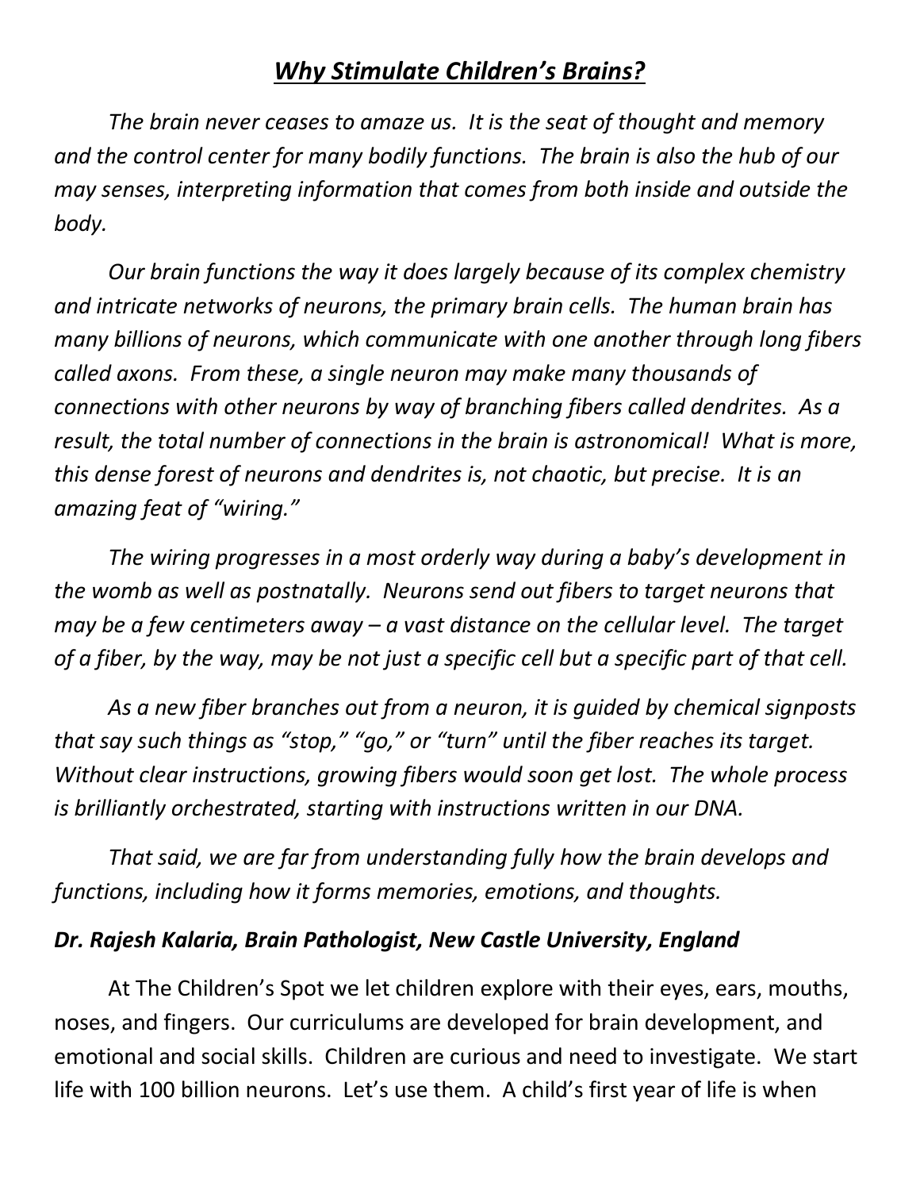# ***Why Stimulate Children's Brains?***

*The brain never ceases to amaze us. It is the seat of thought and memory and the control center for many bodily functions. The brain is also the hub of our may senses, interpreting information that comes from both inside and outside the body.*

*Our brain functions the way it does largely because of its complex chemistry and intricate networks of neurons, the primary brain cells. The human brain has many billions of neurons, which communicate with one another through long fibers called axons. From these, a single neuron may make many thousands of connections with other neurons by way of branching fibers called dendrites. As a result, the total number of connections in the brain is astronomical! What is more, this dense forest of neurons and dendrites is, not chaotic, but precise. It is an amazing feat of "wiring."*

*The wiring progresses in a most orderly way during a baby's development in the womb as well as postnatally. Neurons send out fibers to target neurons that may be a few centimeters away – a vast distance on the cellular level. The target of a fiber, by the way, may be not just a specific cell but a specific part of that cell.*

*As a new fiber branches out from a neuron, it is guided by chemical signposts that say such things as "stop," "go," or "turn" until the fiber reaches its target. Without clear instructions, growing fibers would soon get lost. The whole process is brilliantly orchestrated, starting with instructions written in our DNA.*

*That said, we are far from understanding fully how the brain develops and functions, including how it forms memories, emotions, and thoughts.*

***Dr. Rajesh Kalaria, Brain Pathologist, New Castle University, England***

At The Children's Spot we let children explore with their eyes, ears, mouths, noses, and fingers. Our curriculums are developed for brain development, and emotional and social skills. Children are curious and need to investigate. We start life with 100 billion neurons. Let's use them. A child's first year of life is when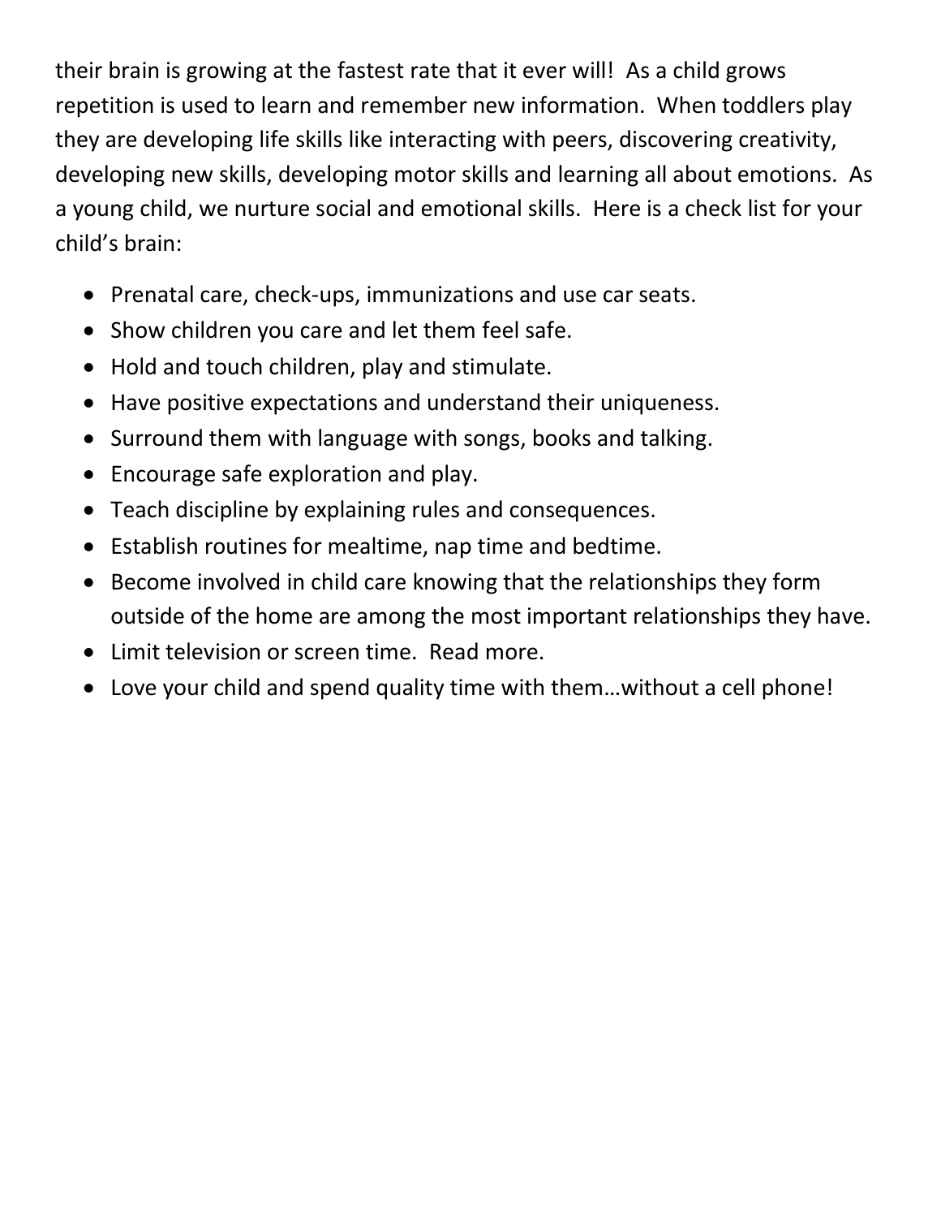their brain is growing at the fastest rate that it ever will! As a child grows repetition is used to learn and remember new information. When toddlers play they are developing life skills like interacting with peers, discovering creativity, developing new skills, developing motor skills and learning all about emotions. As a young child, we nurture social and emotional skills. Here is a check list for your child's brain:

- Prenatal care, check-ups, immunizations and use car seats.
- Show children you care and let them feel safe.
- Hold and touch children, play and stimulate.
- Have positive expectations and understand their uniqueness.
- Surround them with language with songs, books and talking.
- Encourage safe exploration and play.
- Teach discipline by explaining rules and consequences.
- Establish routines for mealtime, nap time and bedtime.
- Become involved in child care knowing that the relationships they form outside of the home are among the most important relationships they have.
- Limit television or screen time. Read more.
- Love your child and spend quality time with them…without a cell phone!